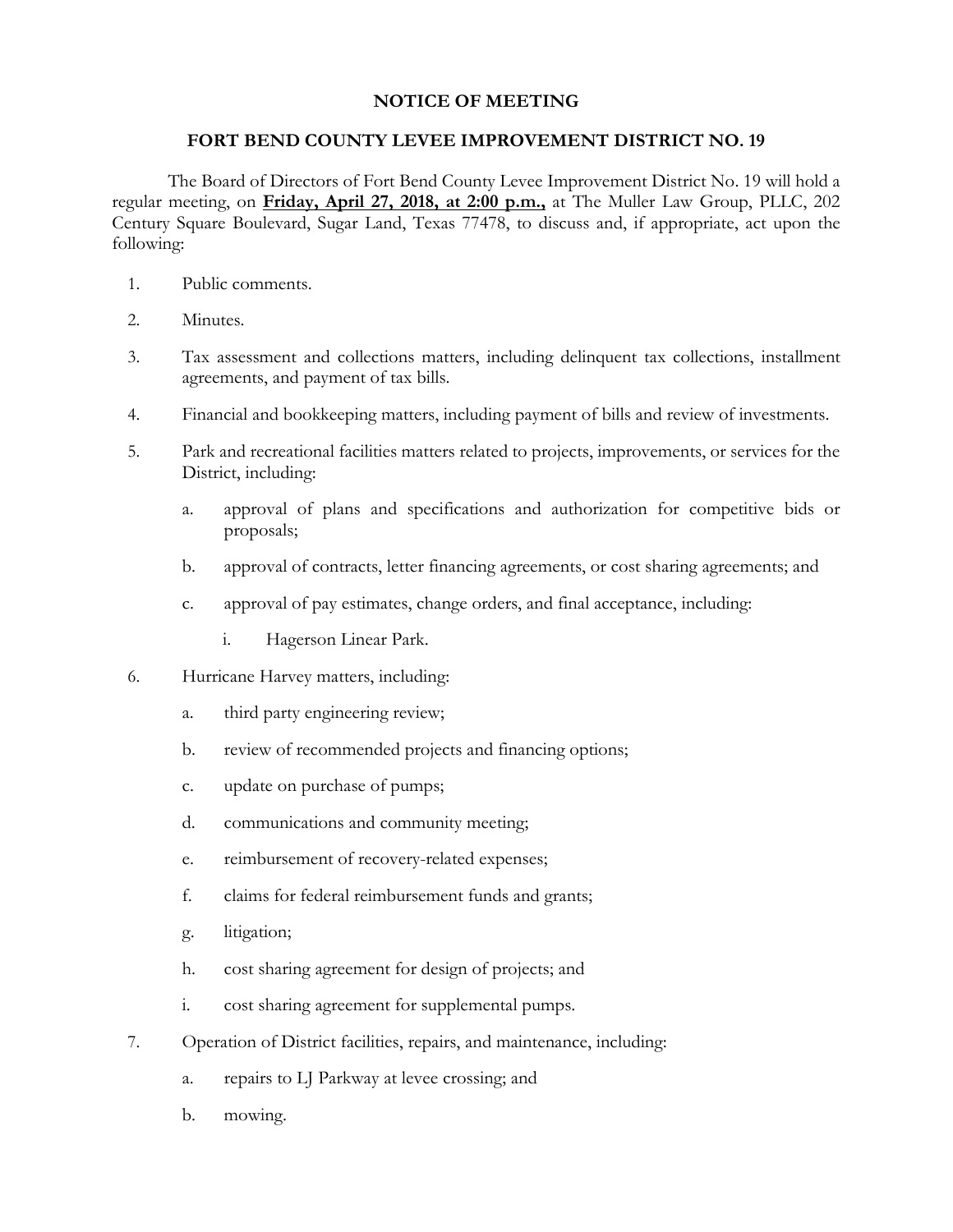# NOTICE OF MEETING

## FORT BEND COUNTY LEVEE IMPROVEMENT DISTRICT NO. 19

The Board of Directors of Fort Bend County Levee Improvement District No. 19 will hold a regular meeting, on **Friday, April 27, 2018, at 2:00 p.m.,** at The Muller Law Group, PLLC, 202 Century Square Boulevard, Sugar Land, Texas 77478, to discuss and, if appropriate, act upon the following:

1. Public comments.
2. Minutes.
3. Tax assessment and collections matters, including delinquent tax collections, installment agreements, and payment of tax bills.
4. Financial and bookkeeping matters, including payment of bills and review of investments.
5. Park and recreational facilities matters related to projects, improvements, or services for the District, including:
   a. approval of plans and specifications and authorization for competitive bids or proposals;
   b. approval of contracts, letter financing agreements, or cost sharing agreements; and
   c. approval of pay estimates, change orders, and final acceptance, including:
      i. Hagerson Linear Park.
6. Hurricane Harvey matters, including:
   a. third party engineering review;
   b. review of recommended projects and financing options;
   c. update on purchase of pumps;
   d. communications and community meeting;
   e. reimbursement of recovery-related expenses;
   f. claims for federal reimbursement funds and grants;
   g. litigation;
   h. cost sharing agreement for design of projects; and
   i. cost sharing agreement for supplemental pumps.
7. Operation of District facilities, repairs, and maintenance, including:
   a. repairs to LJ Parkway at levee crossing; and
   b. mowing.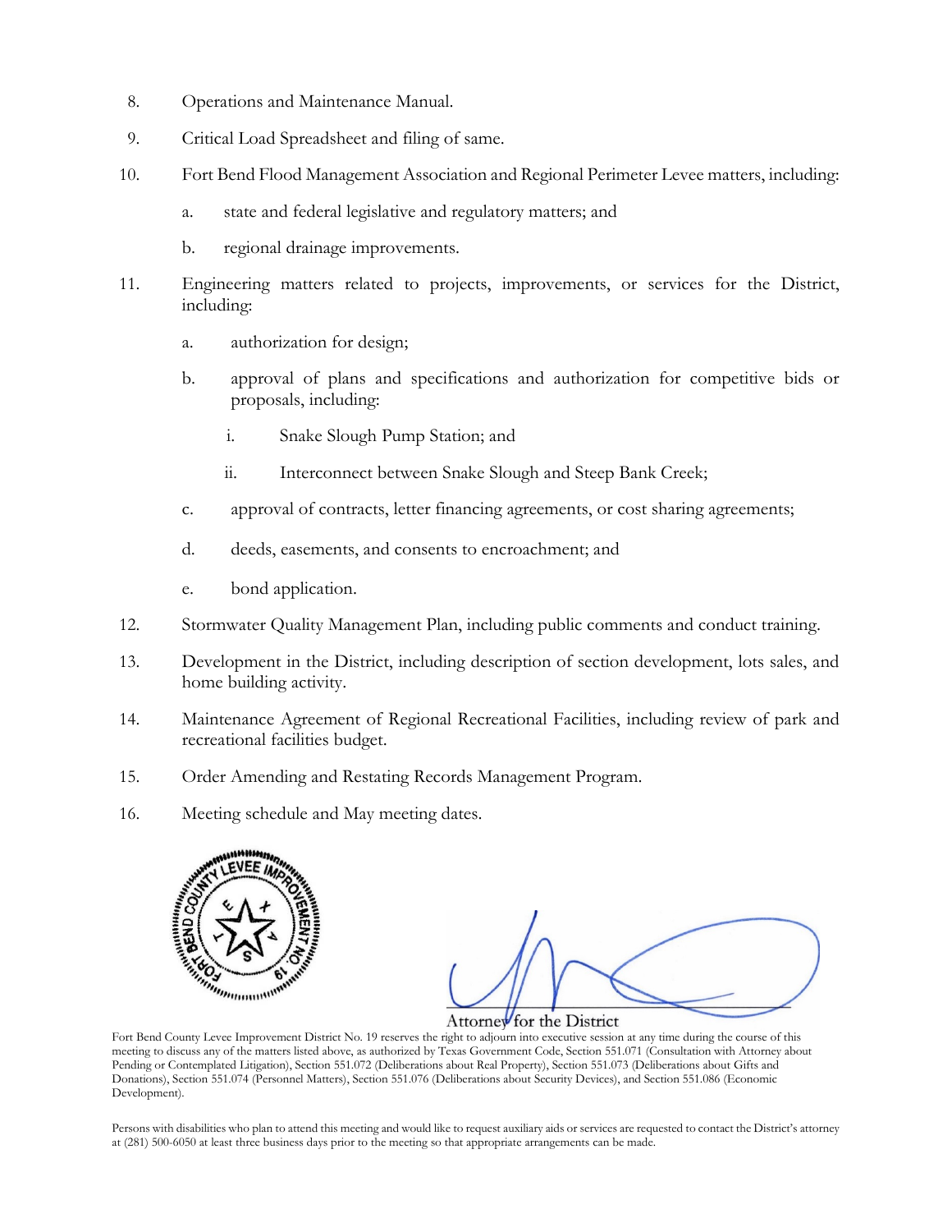8. Operations and Maintenance Manual.

9. Critical Load Spreadsheet and filing of same.

10. Fort Bend Flood Management Association and Regional Perimeter Levee matters, including:

    a. state and federal legislative and regulatory matters; and

    b. regional drainage improvements.

11. Engineering matters related to projects, improvements, or services for the District, including:

    a. authorization for design;

    b. approval of plans and specifications and authorization for competitive bids or proposals, including:

        i. Snake Slough Pump Station; and

        ii. Interconnect between Snake Slough and Steep Bank Creek;

    c. approval of contracts, letter financing agreements, or cost sharing agreements;

    d. deeds, easements, and consents to encroachment; and

    e. bond application.

12. Stormwater Quality Management Plan, including public comments and conduct training.

13. Development in the District, including description of section development, lots sales, and home building activity.

14. Maintenance Agreement of Regional Recreational Facilities, including review of park and recreational facilities budget.

15. Order Amending and Restating Records Management Program.

16. Meeting schedule and May meeting dates.

FORT BEND COUNTY LEVEE IMPROVEMENT NO. 19 — TEXAS

Attorney for the District

Fort Bend County Levee Improvement District No. 19 reserves the right to adjourn into executive session at any time during the course of this meeting to discuss any of the matters listed above, as authorized by Texas Government Code, Section 551.071 (Consultation with Attorney about Pending or Contemplated Litigation), Section 551.072 (Deliberations about Real Property), Section 551.073 (Deliberations about Gifts and Donations), Section 551.074 (Personnel Matters), Section 551.076 (Deliberations about Security Devices), and Section 551.086 (Economic Development).

Persons with disabilities who plan to attend this meeting and would like to request auxiliary aids or services are requested to contact the District's attorney at (281) 500-6050 at least three business days prior to the meeting so that appropriate arrangements can be made.